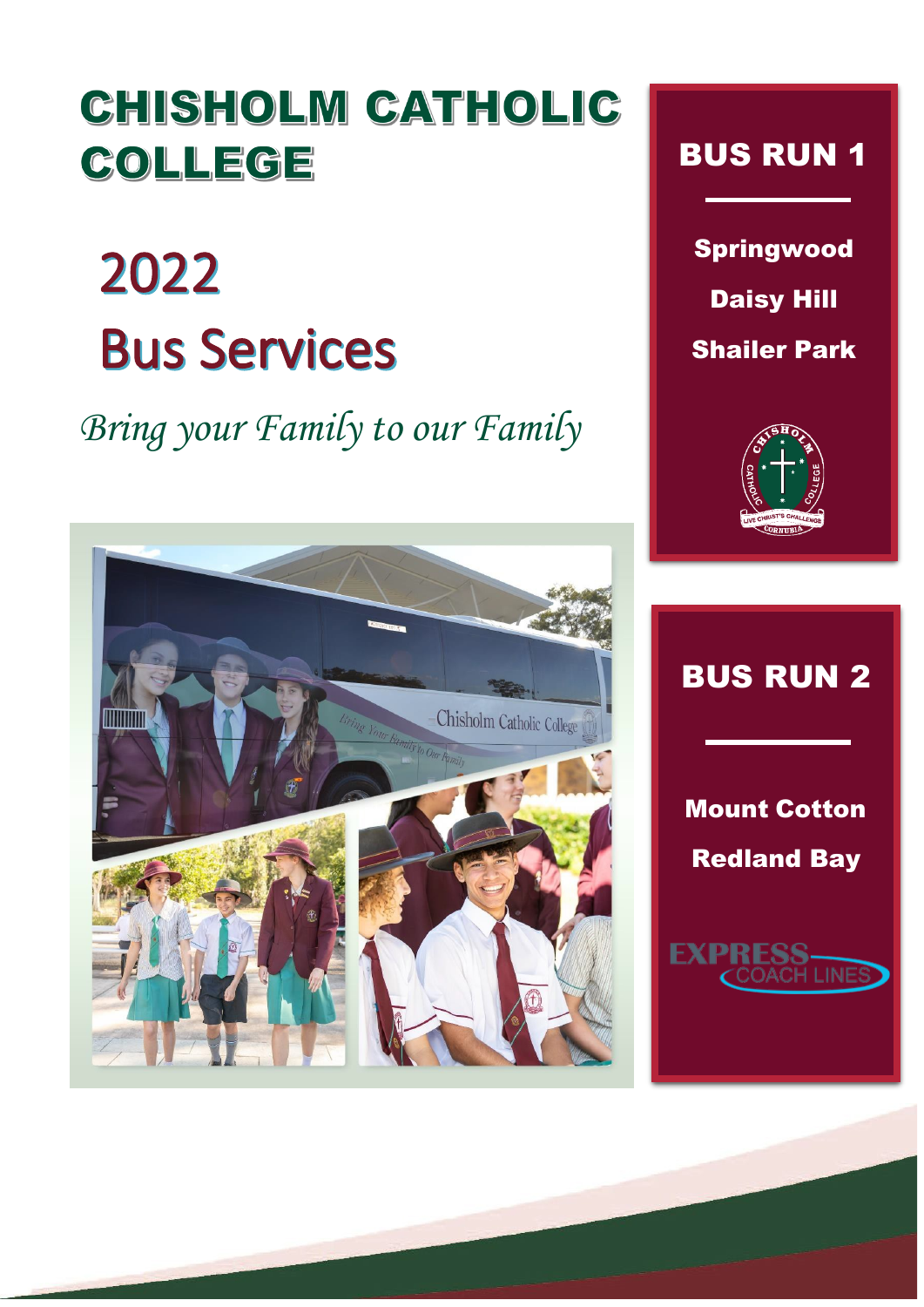# CHISHOLM CATHOLIC COLLEGE

## 2022
## Bus Services

*Bring your Family to our Family*

## BUS RUN 1

**Springwood**

**Daisy Hill**

**Shailer Park**

## BUS RUN 2

**Mount Cotton**

**Redland Bay**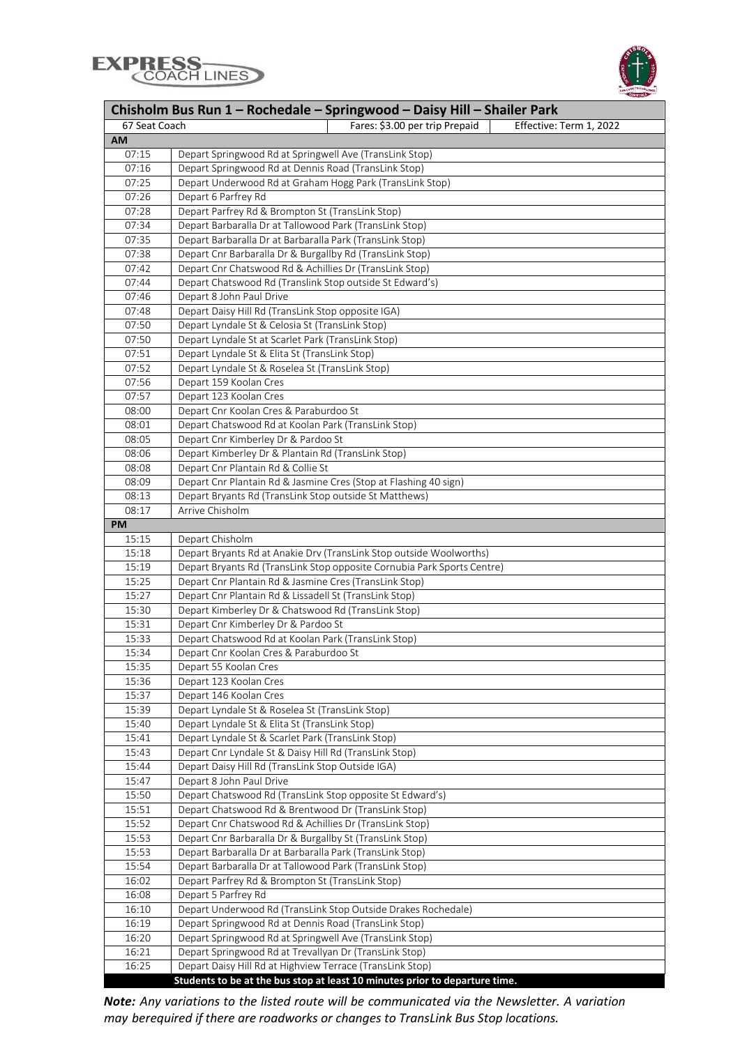| Chisholm Bus Run 1 – Rochedale – Springwood – Daisy Hill – Shailer Park | | | |
|---|---|---|---|
| 67 Seat Coach | | Fares: $3.00 per trip Prepaid | Effective: Term 1, 2022 |
| **AM** | | | |
| 07:15 | Depart Springwood Rd at Springwell Ave (TransLink Stop) | | |
| 07:16 | Depart Springwood Rd at Dennis Road (TransLink Stop) | | |
| 07:25 | Depart Underwood Rd at Graham Hogg Park (TransLink Stop) | | |
| 07:26 | Depart 6 Parfrey Rd | | |
| 07:28 | Depart Parfrey Rd & Brompton St (TransLink Stop) | | |
| 07:34 | Depart Barbaralla Dr at Tallowood Park (TransLink Stop) | | |
| 07:35 | Depart Barbaralla Dr at Barbaralla Park (TransLink Stop) | | |
| 07:38 | Depart Cnr Barbaralla Dr & Burgallby Rd (TransLink Stop) | | |
| 07:42 | Depart Cnr Chatswood Rd & Achillies Dr (TransLink Stop) | | |
| 07:44 | Depart Chatswood Rd (Translink Stop outside St Edward's) | | |
| 07:46 | Depart 8 John Paul Drive | | |
| 07:48 | Depart Daisy Hill Rd (TransLink Stop opposite IGA) | | |
| 07:50 | Depart Lyndale St & Celosia St (TransLink Stop) | | |
| 07:50 | Depart Lyndale St at Scarlet Park (TransLink Stop) | | |
| 07:51 | Depart Lyndale St & Elita St (TransLink Stop) | | |
| 07:52 | Depart Lyndale St & Roselea St (TransLink Stop) | | |
| 07:56 | Depart 159 Koolan Cres | | |
| 07:57 | Depart 123 Koolan Cres | | |
| 08:00 | Depart Cnr Koolan Cres & Paraburdoo St | | |
| 08:01 | Depart Chatswood Rd at Koolan Park (TransLink Stop) | | |
| 08:05 | Depart Cnr Kimberley Dr & Pardoo St | | |
| 08:06 | Depart Kimberley Dr & Plantain Rd (TransLink Stop) | | |
| 08:08 | Depart Cnr Plantain Rd & Collie St | | |
| 08:09 | Depart Cnr Plantain Rd & Jasmine Cres (Stop at Flashing 40 sign) | | |
| 08:13 | Depart Bryants Rd (TransLink Stop outside St Matthews) | | |
| 08:17 | Arrive Chisholm | | |
| **PM** | | | |
| 15:15 | Depart Chisholm | | |
| 15:18 | Depart Bryants Rd at Anakie Drv (TransLink Stop outside Woolworths) | | |
| 15:19 | Depart Bryants Rd (TransLink Stop opposite Cornubia Park Sports Centre) | | |
| 15:25 | Depart Cnr Plantain Rd & Jasmine Cres (TransLink Stop) | | |
| 15:27 | Depart Cnr Plantain Rd & Lissadell St (TransLink Stop) | | |
| 15:30 | Depart Kimberley Dr & Chatswood Rd (TransLink Stop) | | |
| 15:31 | Depart Cnr Kimberley Dr & Pardoo St | | |
| 15:33 | Depart Chatswood Rd at Koolan Park (TransLink Stop) | | |
| 15:34 | Depart Cnr Koolan Cres & Paraburdoo St | | |
| 15:35 | Depart 55 Koolan Cres | | |
| 15:36 | Depart 123 Koolan Cres | | |
| 15:37 | Depart 146 Koolan Cres | | |
| 15:39 | Depart Lyndale St & Roselea St (TransLink Stop) | | |
| 15:40 | Depart Lyndale St & Elita St (TransLink Stop) | | |
| 15:41 | Depart Lyndale St & Scarlet Park (TransLink Stop) | | |
| 15:43 | Depart Cnr Lyndale St & Daisy Hill Rd (TransLink Stop) | | |
| 15:44 | Depart Daisy Hill Rd (TransLink Stop Outside IGA) | | |
| 15:47 | Depart 8 John Paul Drive | | |
| 15:50 | Depart Chatswood Rd (TransLink Stop opposite St Edward's) | | |
| 15:51 | Depart Chatswood Rd & Brentwood Dr (TransLink Stop) | | |
| 15:52 | Depart Cnr Chatswood Rd & Achillies Dr (TransLink Stop) | | |
| 15:53 | Depart Cnr Barbaralla Dr & Burgallby St (TransLink Stop) | | |
| 15:53 | Depart Barbaralla Dr at Barbaralla Park (TransLink Stop) | | |
| 15:54 | Depart Barbaralla Dr at Tallowood Park (TransLink Stop) | | |
| 16:02 | Depart Parfrey Rd & Brompton St (TransLink Stop) | | |
| 16:08 | Depart 5 Parfrey Rd | | |
| 16:10 | Depart Underwood Rd (TransLink Stop Outside Drakes Rochedale) | | |
| 16:19 | Depart Springwood Rd at Dennis Road (TransLink Stop) | | |
| 16:20 | Depart Springwood Rd at Springwell Ave (TransLink Stop) | | |
| 16:21 | Depart Springwood Rd at Trevallyan Dr (TransLink Stop) | | |
| 16:25 | Depart Daisy Hill Rd at Highview Terrace (TransLink Stop) | | |
| **Students to be at the bus stop at least 10 minutes prior to departure time.** | | | |

***Note:*** *Any variations to the listed route will be communicated via the Newsletter. A variation may berequired if there are roadworks or changes to TransLink Bus Stop locations.*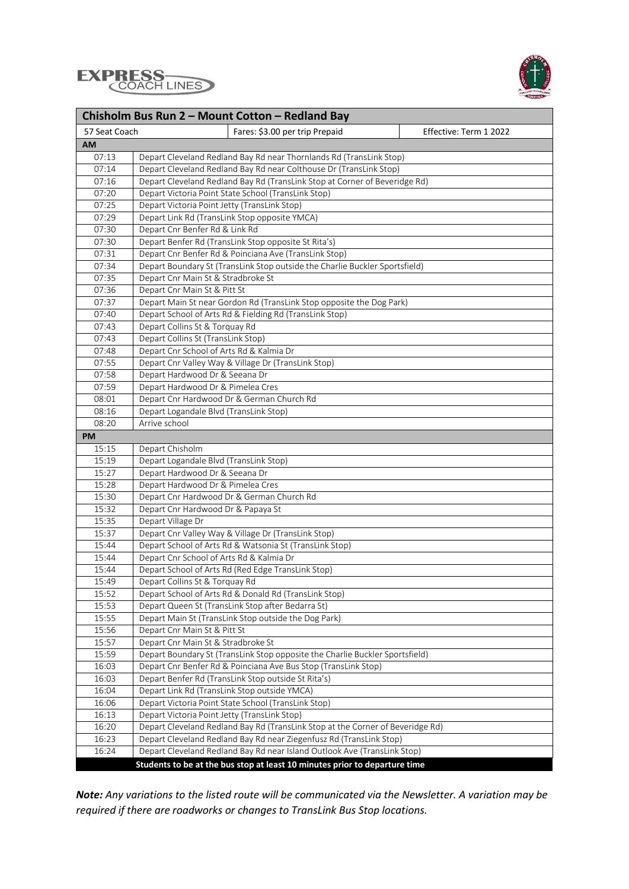| Chisholm Bus Run 2 – Mount Cotton – Redland Bay | | |
|---|---|---|
| 57 Seat Coach | Fares: $3.00 per trip Prepaid | Effective: Term 1 2022 |
| **AM** | | |
| 07:13 | Depart Cleveland Redland Bay Rd near Thornlands Rd (TransLink Stop) | |
| 07:14 | Depart Cleveland Redland Bay Rd near Colthouse Dr (TransLink Stop) | |
| 07:16 | Depart Cleveland Redland Bay Rd (TransLink Stop at Corner of Beveridge Rd) | |
| 07:20 | Depart Victoria Point State School (TransLink Stop) | |
| 07:25 | Depart Victoria Point Jetty (TransLink Stop) | |
| 07:29 | Depart Link Rd (TransLink Stop opposite YMCA) | |
| 07:30 | Depart Cnr Benfer Rd & Link Rd | |
| 07:30 | Depart Benfer Rd (TransLink Stop opposite St Rita's) | |
| 07:31 | Depart Cnr Benfer Rd & Poinciana Ave (TransLink Stop) | |
| 07:34 | Depart Boundary St (TransLink Stop outside the Charlie Buckler Sportsfield) | |
| 07:35 | Depart Cnr Main St & Stradbroke St | |
| 07:36 | Depart Cnr Main St & Pitt St | |
| 07:37 | Depart Main St near Gordon Rd (TransLink Stop opposite the Dog Park) | |
| 07:40 | Depart School of Arts Rd & Fielding Rd (TransLink Stop) | |
| 07:43 | Depart Collins St & Torquay Rd | |
| 07:43 | Depart Collins St (TransLink Stop) | |
| 07:48 | Depart Cnr School of Arts Rd & Kalmia Dr | |
| 07:55 | Depart Cnr Valley Way & Village Dr (TransLink Stop) | |
| 07:58 | Depart Hardwood Dr & Seeana Dr | |
| 07:59 | Depart Hardwood Dr & Pimelea Cres | |
| 08:01 | Depart Cnr Hardwood Dr & German Church Rd | |
| 08:16 | Depart Logandale Blvd (TransLink Stop) | |
| 08:20 | Arrive school | |
| **PM** | | |
| 15:15 | Depart Chisholm | |
| 15:19 | Depart Logandale Blvd (TransLink Stop) | |
| 15:27 | Depart Hardwood Dr & Seeana Dr | |
| 15:28 | Depart Hardwood Dr & Pimelea Cres | |
| 15:30 | Depart Cnr Hardwood Dr & German Church Rd | |
| 15:32 | Depart Cnr Hardwood Dr & Papaya St | |
| 15:35 | Depart Village Dr | |
| 15:37 | Depart Cnr Valley Way & Village Dr (TransLink Stop) | |
| 15:44 | Depart School of Arts Rd & Watsonia St (TransLink Stop) | |
| 15:44 | Depart Cnr School of Arts Rd & Kalmia Dr | |
| 15:44 | Depart School of Arts Rd (Red Edge TransLink Stop) | |
| 15:49 | Depart Collins St & Torquay Rd | |
| 15:52 | Depart School of Arts Rd & Donald Rd (TransLink Stop) | |
| 15:53 | Depart Queen St (TransLink Stop after Bedarra St) | |
| 15:55 | Depart Main St (TransLink Stop outside the Dog Park) | |
| 15:56 | Depart Cnr Main St & Pitt St | |
| 15:57 | Depart Cnr Main St & Stradbroke St | |
| 15:59 | Depart Boundary St (TransLink Stop opposite the Charlie Buckler Sportsfield) | |
| 16:03 | Depart Cnr Benfer Rd & Poinciana Ave Bus Stop (TransLink Stop) | |
| 16:03 | Depart Benfer Rd (TransLink Stop outside St Rita's) | |
| 16:04 | Depart Link Rd (TransLink Stop outside YMCA) | |
| 16:06 | Depart Victoria Point State School (TransLink Stop) | |
| 16:13 | Depart Victoria Point Jetty (TransLink Stop) | |
| 16:20 | Depart Cleveland Redland Bay Rd (TransLink Stop at the Corner of Beveridge Rd) | |
| 16:23 | Depart Cleveland Redland Bay Rd near Ziegenfusz Rd (TransLink Stop) | |
| 16:24 | Depart Cleveland Redland Bay Rd near Island Outlook Ave (TransLink Stop) | |
| | **Students to be at the bus stop at least 10 minutes prior to departure time** | |

***Note:*** *Any variations to the listed route will be communicated via the Newsletter. A variation may be required if there are roadworks or changes to TransLink Bus Stop locations.*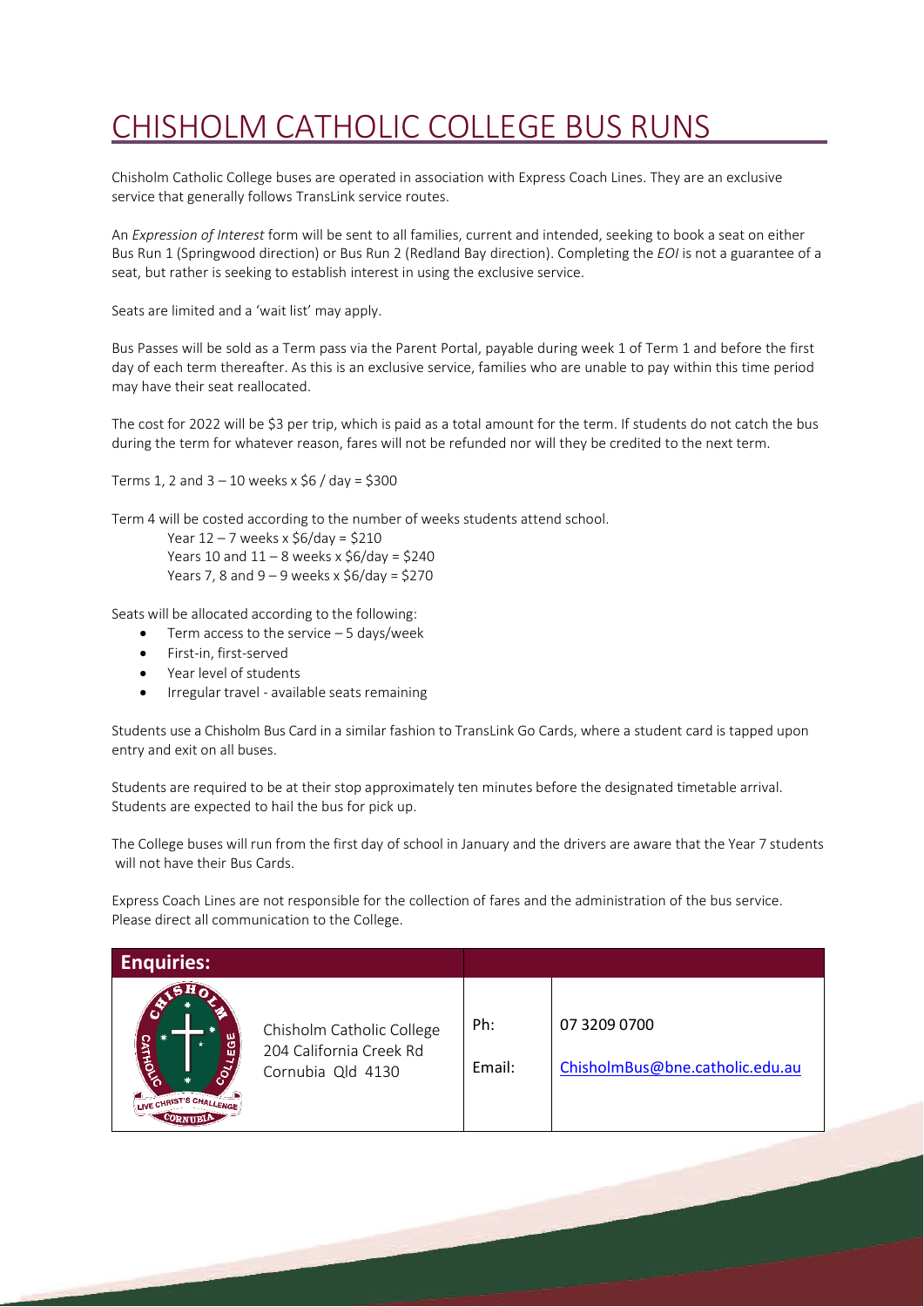# CHISHOLM CATHOLIC COLLEGE BUS RUNS

Chisholm Catholic College buses are operated in association with Express Coach Lines. They are an exclusive service that generally follows TransLink service routes.

An *Expression of Interest* form will be sent to all families, current and intended, seeking to book a seat on either Bus Run 1 (Springwood direction) or Bus Run 2 (Redland Bay direction). Completing the *EOI* is not a guarantee of a seat, but rather is seeking to establish interest in using the exclusive service.

Seats are limited and a 'wait list' may apply.

Bus Passes will be sold as a Term pass via the Parent Portal, payable during week 1 of Term 1 and before the first day of each term thereafter. As this is an exclusive service, families who are unable to pay within this time period may have their seat reallocated.

The cost for 2022 will be $3 per trip, which is paid as a total amount for the term. If students do not catch the bus during the term for whatever reason, fares will not be refunded nor will they be credited to the next term.

Terms 1, 2 and 3 – 10 weeks x $6 / day = $300

Term 4 will be costed according to the number of weeks students attend school.

Year 12 – 7 weeks x $6/day = $210
Years 10 and 11 – 8 weeks x $6/day = $240
Years 7, 8 and 9 – 9 weeks x $6/day = $270

Seats will be allocated according to the following:

- Term access to the service – 5 days/week
- First-in, first-served
- Year level of students
- Irregular travel - available seats remaining

Students use a Chisholm Bus Card in a similar fashion to TransLink Go Cards, where a student card is tapped upon entry and exit on all buses.

Students are required to be at their stop approximately ten minutes before the designated timetable arrival. Students are expected to hail the bus for pick up.

The College buses will run from the first day of school in January and the drivers are aware that the Year 7 students will not have their Bus Cards.

Express Coach Lines are not responsible for the collection of fares and the administration of the bus service. Please direct all communication to the College.

| Enquiries: | | |
| --- | --- | --- |
| Chisholm Catholic College<br>204 California Creek Rd<br>Cornubia Qld 4130 | Ph: | 07 3209 0700 |
| | Email: | ChisholmBus@bne.catholic.edu.au |